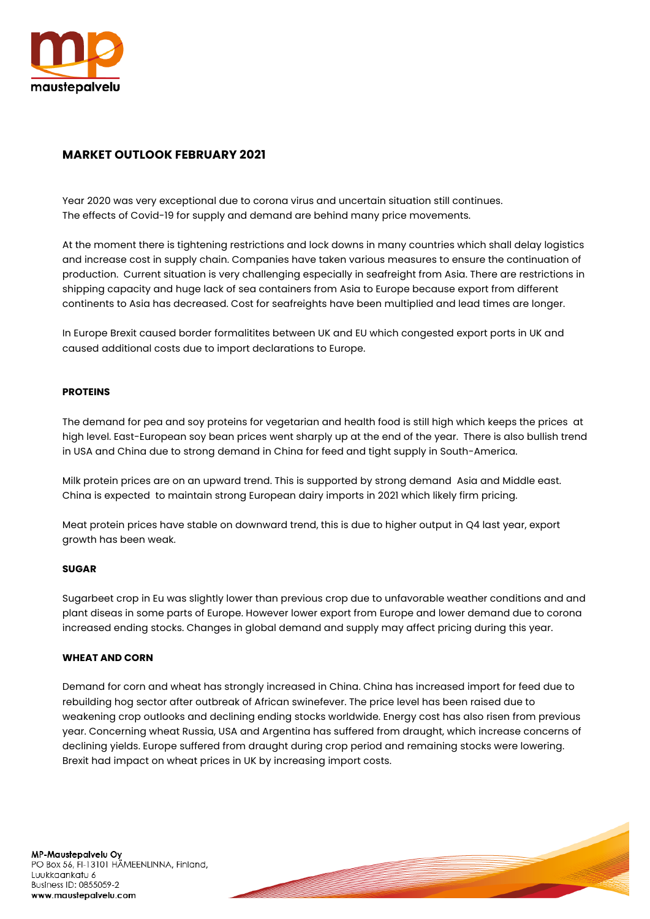# MARKET OUTLOOK FEBRUARY 2021

Year 2020 was very exceptional due to corona virus and uncertain situation still continues. The effects of Covid-19 for supply and demand are behind many price movements.

At the moment there is tightening restrictions and lock downs in many countries which shall delay logistics and increase cost in supply chain. Companies have taken various measures to ensure the continuation of production. Current situation is very challenging especially in seafreight from Asia. There are restrictions in shipping capacity and huge lack of sea containers from Asia to Europe because export from different continents to Asia has decreased. Cost for seafreights have been multiplied and lead times are longer.

In Europe Brexit caused border formalitites between UK and EU which congested export ports in UK and caused additional costs due to import declarations to Europe.

## PROTEINS

The demand for pea and soy proteins for vegetarian and health food is still high which keeps the prices at high level. East-European soy bean prices went sharply up at the end of the year. There is also bullish trend in USA and China due to strong demand in China for feed and tight supply in South-America.

Milk protein prices are on an upward trend. This is supported by strong demand Asia and Middle east. China is expected to maintain strong European dairy imports in 2021 which likely firm pricing.

Meat protein prices have stable on downward trend, this is due to higher output in Q4 last year, export growth has been weak.

## SUGAR

Sugarbeet crop in Eu was slightly lower than previous crop due to unfavorable weather conditions and and plant diseas in some parts of Europe. However lower export from Europe and lower demand due to corona increased ending stocks. Changes in global demand and supply may affect pricing during this year.

## WHEAT AND CORN

Demand for corn and wheat has strongly increased in China. China has increased import for feed due to rebuilding hog sector after outbreak of African swinefever. The price level has been raised due to weakening crop outlooks and declining ending stocks worldwide. Energy cost has also risen from previous year. Concerning wheat Russia, USA and Argentina has suffered from draught, which increase concerns of declining yields. Europe suffered from draught during crop period and remaining stocks were lowering. Brexit had impact on wheat prices in UK by increasing import costs.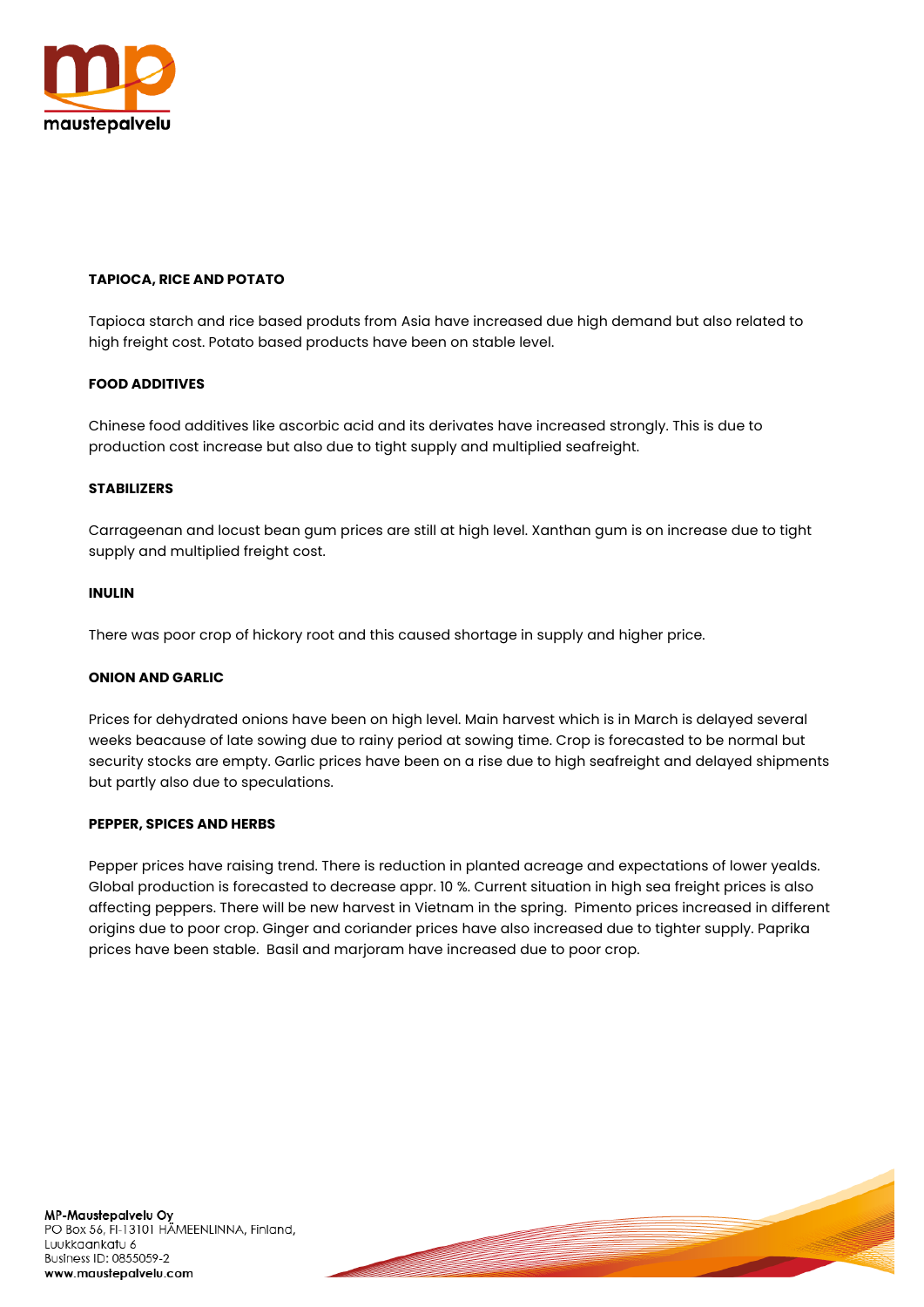**TAPIOCA, RICE AND POTATO**

Tapioca starch and rice based produts from Asia have increased due high demand but also related to high freight cost. Potato based products have been on stable level.

**FOOD ADDITIVES**

Chinese food additives like ascorbic acid and its derivates have increased strongly. This is due to production cost increase but also due to tight supply and multiplied seafreight.

**STABILIZERS**

Carrageenan and locust bean gum prices are still at high level. Xanthan gum is on increase due to tight supply and multiplied freight cost.

**INULIN**

There was poor crop of hickory root and this caused shortage in supply and higher price.

**ONION AND GARLIC**

Prices for dehydrated onions have been on high level. Main harvest which is in March is delayed several weeks beacause of late sowing due to rainy period at sowing time. Crop is forecasted to be normal but security stocks are empty. Garlic prices have been on a rise due to high seafreight and delayed shipments but partly also due to speculations.

**PEPPER, SPICES AND HERBS**

Pepper prices have raising trend. There is reduction in planted acreage and expectations of lower yealds. Global production is forecasted to decrease appr. 10 %. Current situation in high sea freight prices is also affecting peppers. There will be new harvest in Vietnam in the spring. Pimento prices increased in different origins due to poor crop. Ginger and coriander prices have also increased due to tighter supply. Paprika prices have been stable. Basil and marjoram have increased due to poor crop.